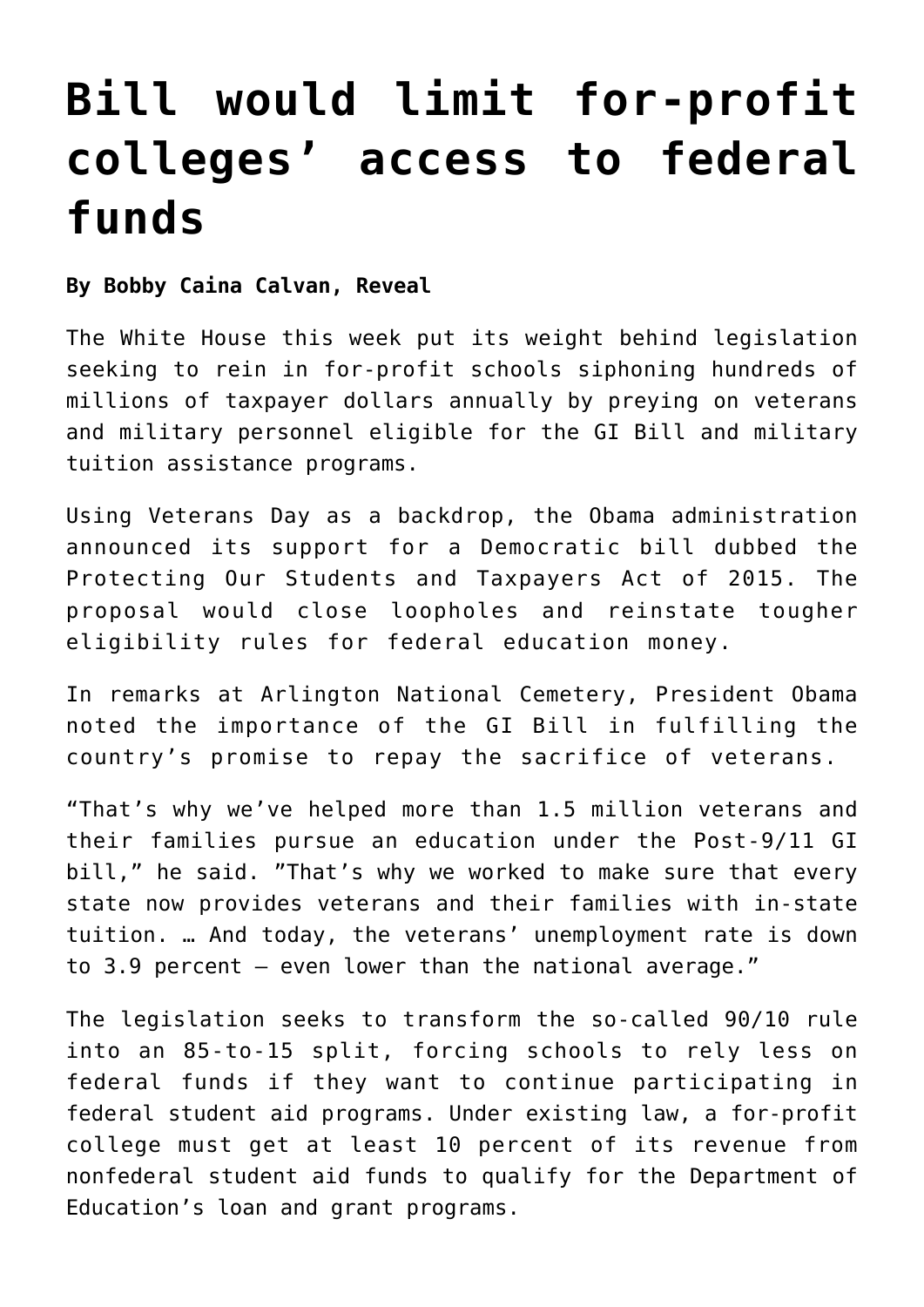# Bill would limit for-profit colleges' access to federal funds

**By Bobby Caina Calvan, Reveal**

The White House this week put its weight behind legislation seeking to rein in for-profit schools siphoning hundreds of millions of taxpayer dollars annually by preying on veterans and military personnel eligible for the GI Bill and military tuition assistance programs.

Using Veterans Day as a backdrop, the Obama administration announced its support for a Democratic bill dubbed the Protecting Our Students and Taxpayers Act of 2015. The proposal would close loopholes and reinstate tougher eligibility rules for federal education money.

In remarks at Arlington National Cemetery, President Obama noted the importance of the GI Bill in fulfilling the country's promise to repay the sacrifice of veterans.

"That's why we've helped more than 1.5 million veterans and their families pursue an education under the Post-9/11 GI bill," he said. "That's why we worked to make sure that every state now provides veterans and their families with in-state tuition. … And today, the veterans' unemployment rate is down to 3.9 percent – even lower than the national average."

The legislation seeks to transform the so-called 90/10 rule into an 85-to-15 split, forcing schools to rely less on federal funds if they want to continue participating in federal student aid programs. Under existing law, a for-profit college must get at least 10 percent of its revenue from nonfederal student aid funds to qualify for the Department of Education's loan and grant programs.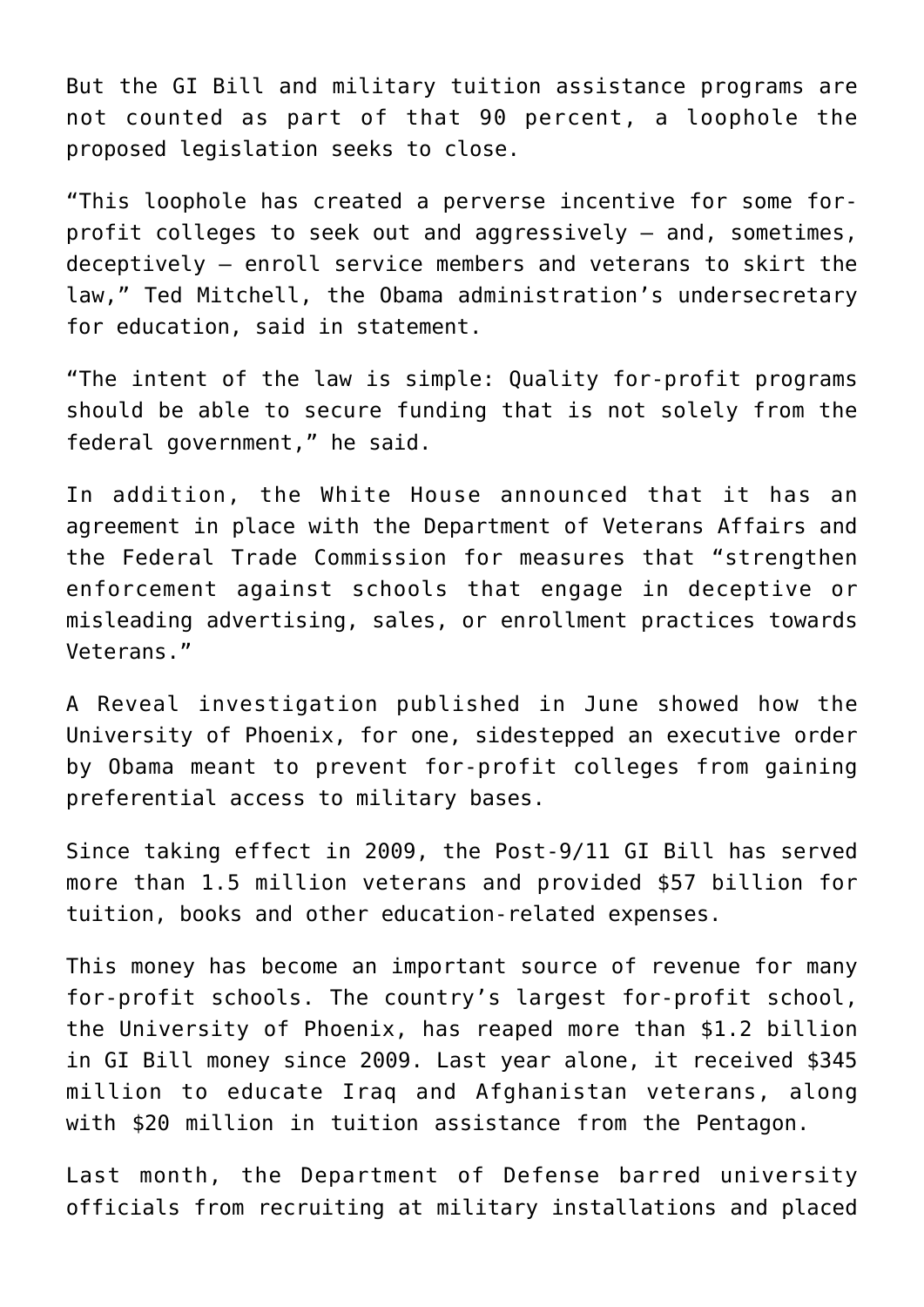But the GI Bill and military tuition assistance programs are not counted as part of that 90 percent, a loophole the proposed legislation seeks to close.

“This loophole has created a perverse incentive for some for-profit colleges to seek out and aggressively — and, sometimes, deceptively — enroll service members and veterans to skirt the law,” Ted Mitchell, the Obama administration’s undersecretary for education, said in statement.

“The intent of the law is simple: Quality for-profit programs should be able to secure funding that is not solely from the federal government,” he said.

In addition, the White House announced that it has an agreement in place with the Department of Veterans Affairs and the Federal Trade Commission for measures that “strengthen enforcement against schools that engage in deceptive or misleading advertising, sales, or enrollment practices towards Veterans.”

A Reveal investigation published in June showed how the University of Phoenix, for one, sidestepped an executive order by Obama meant to prevent for-profit colleges from gaining preferential access to military bases.

Since taking effect in 2009, the Post-9/11 GI Bill has served more than 1.5 million veterans and provided $57 billion for tuition, books and other education-related expenses.

This money has become an important source of revenue for many for-profit schools. The country’s largest for-profit school, the University of Phoenix, has reaped more than $1.2 billion in GI Bill money since 2009. Last year alone, it received $345 million to educate Iraq and Afghanistan veterans, along with $20 million in tuition assistance from the Pentagon.

Last month, the Department of Defense barred university officials from recruiting at military installations and placed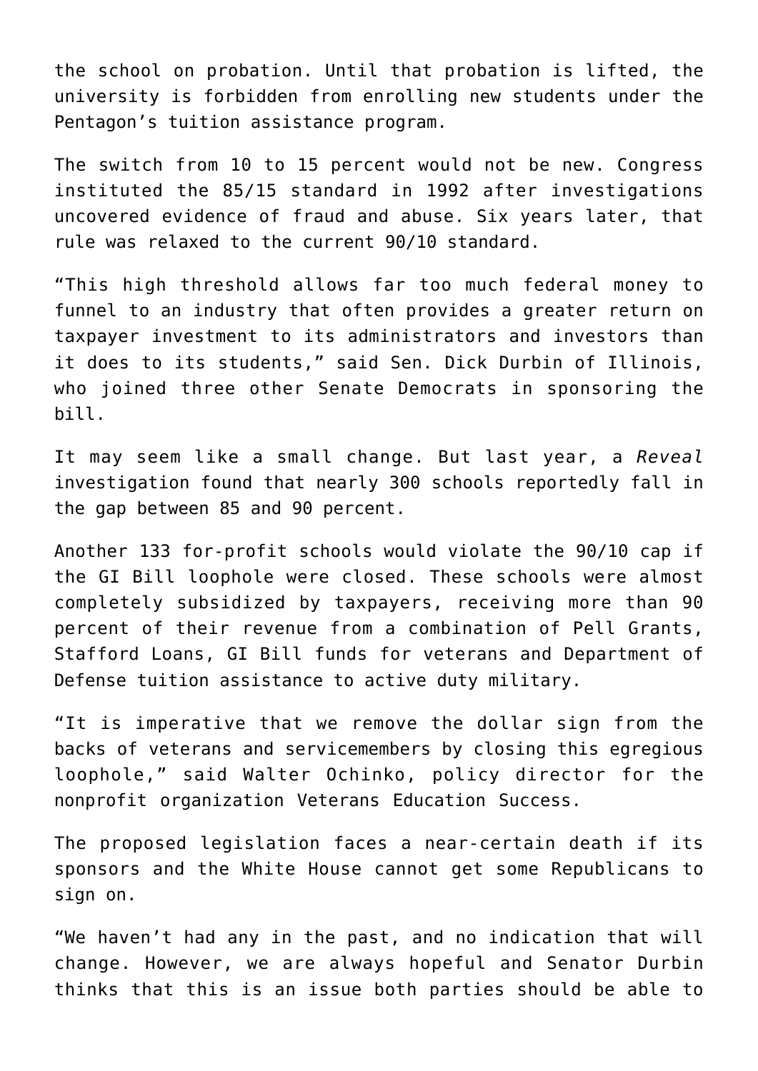the school on probation. Until that probation is lifted, the university is forbidden from enrolling new students under the Pentagon's tuition assistance program.

The switch from 10 to 15 percent would not be new. Congress instituted the 85/15 standard in 1992 after investigations uncovered evidence of fraud and abuse. Six years later, that rule was relaxed to the current 90/10 standard.

"This high threshold allows far too much federal money to funnel to an industry that often provides a greater return on taxpayer investment to its administrators and investors than it does to its students," said Sen. Dick Durbin of Illinois, who joined three other Senate Democrats in sponsoring the bill.

It may seem like a small change. But last year, a *Reveal* investigation found that nearly 300 schools reportedly fall in the gap between 85 and 90 percent.

Another 133 for-profit schools would violate the 90/10 cap if the GI Bill loophole were closed. These schools were almost completely subsidized by taxpayers, receiving more than 90 percent of their revenue from a combination of Pell Grants, Stafford Loans, GI Bill funds for veterans and Department of Defense tuition assistance to active duty military.

"It is imperative that we remove the dollar sign from the backs of veterans and servicemembers by closing this egregious loophole," said Walter Ochinko, policy director for the nonprofit organization Veterans Education Success.

The proposed legislation faces a near-certain death if its sponsors and the White House cannot get some Republicans to sign on.

"We haven't had any in the past, and no indication that will change. However, we are always hopeful and Senator Durbin thinks that this is an issue both parties should be able to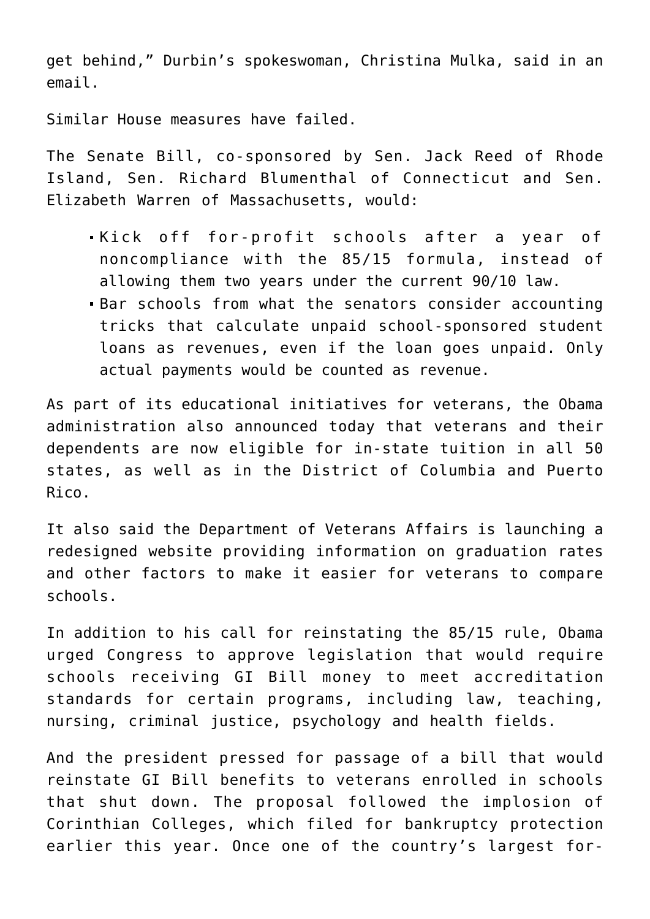get behind," Durbin's spokeswoman, Christina Mulka, said in an email.

Similar House measures have failed.

The Senate Bill, co-sponsored by Sen. Jack Reed of Rhode Island, Sen. Richard Blumenthal of Connecticut and Sen. Elizabeth Warren of Massachusetts, would:

- Kick off for-profit schools after a year of noncompliance with the 85/15 formula, instead of allowing them two years under the current 90/10 law.
- Bar schools from what the senators consider accounting tricks that calculate unpaid school-sponsored student loans as revenues, even if the loan goes unpaid. Only actual payments would be counted as revenue.

As part of its educational initiatives for veterans, the Obama administration also announced today that veterans and their dependents are now eligible for in-state tuition in all 50 states, as well as in the District of Columbia and Puerto Rico.

It also said the Department of Veterans Affairs is launching a redesigned website providing information on graduation rates and other factors to make it easier for veterans to compare schools.

In addition to his call for reinstating the 85/15 rule, Obama urged Congress to approve legislation that would require schools receiving GI Bill money to meet accreditation standards for certain programs, including law, teaching, nursing, criminal justice, psychology and health fields.

And the president pressed for passage of a bill that would reinstate GI Bill benefits to veterans enrolled in schools that shut down. The proposal followed the implosion of Corinthian Colleges, which filed for bankruptcy protection earlier this year. Once one of the country's largest for-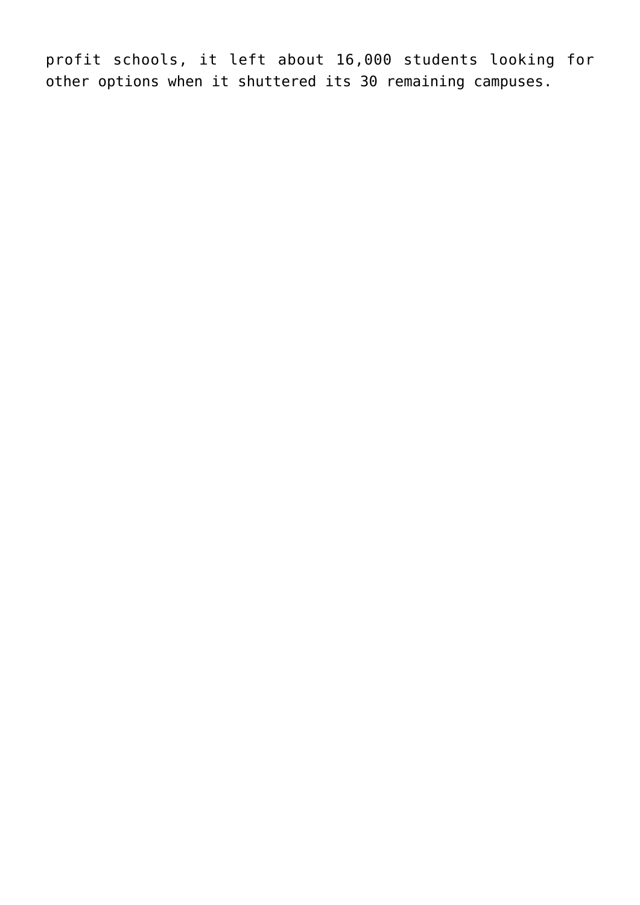profit schools, it left about 16,000 students looking for other options when it shuttered its 30 remaining campuses.